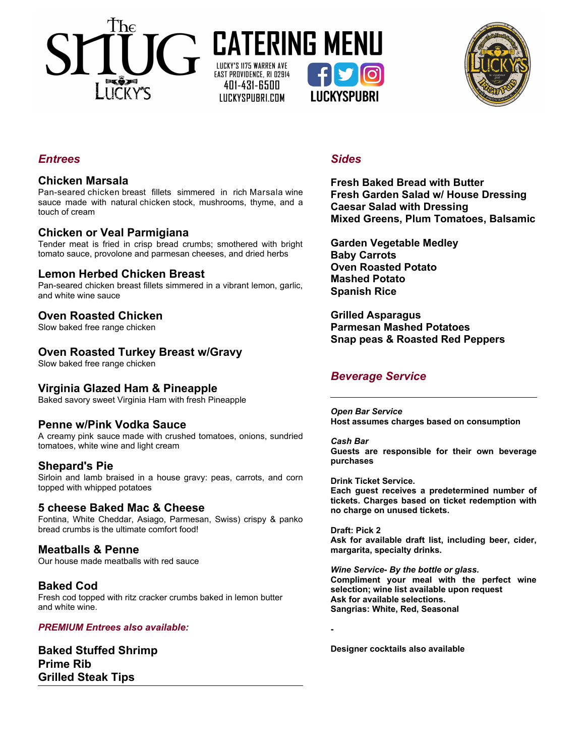# The SNUG Lucky's

# CATERING MENU

LUCKY'S 1175 WARREN AVE
EAST PROVIDENCE, RI 02914
401-431-6500
LUCKYSPUBRI.COM

LUCKYSPUBRI

## *Entrees*

### Chicken Marsala
Pan-seared chicken breast fillets simmered in rich Marsala wine sauce made with natural chicken stock, mushrooms, thyme, and a touch of cream

### Chicken or Veal Parmigiana
Tender meat is fried in crisp bread crumbs; smothered with bright tomato sauce, provolone and parmesan cheeses, and dried herbs

### Lemon Herbed Chicken Breast
Pan-seared chicken breast fillets simmered in a vibrant lemon, garlic, and white wine sauce

### Oven Roasted Chicken
Slow baked free range chicken

### Oven Roasted Turkey Breast w/Gravy
Slow baked free range chicken

### Virginia Glazed Ham & Pineapple
Baked savory sweet Virginia Ham with fresh Pineapple

### Penne w/Pink Vodka Sauce
A creamy pink sauce made with crushed tomatoes, onions, sundried tomatoes, white wine and light cream

### Shepard's Pie
Sirloin and lamb braised in a house gravy: peas, carrots, and corn topped with whipped potatoes

### 5 cheese Baked Mac & Cheese
Fontina, White Cheddar, Asiago, Parmesan, Swiss) crispy & panko bread crumbs is the ultimate comfort food!

### Meatballs & Penne
Our house made meatballs with red sauce

### Baked Cod
Fresh cod topped with ritz cracker crumbs baked in lemon butter and white wine.

*PREMIUM Entrees also available:*

**Baked Stuffed Shrimp**
**Prime Rib**
**Grilled Steak Tips**

## *Sides*

**Fresh Baked Bread with Butter**
**Fresh Garden Salad w/ House Dressing**
**Caesar Salad with Dressing**
**Mixed Greens, Plum Tomatoes, Balsamic**

**Garden Vegetable Medley**
**Baby Carrots**
**Oven Roasted Potato**
**Mashed Potato**
**Spanish Rice**

**Grilled Asparagus**
**Parmesan Mashed Potatoes**
**Snap peas & Roasted Red Peppers**

## *Beverage Service*

***Open Bar Service***
**Host assumes charges based on consumption**

***Cash Bar***
**Guests are responsible for their own beverage purchases**

**Drink Ticket Service.**
**Each guest receives a predetermined number of tickets. Charges based on ticket redemption with no charge on unused tickets.**

**Draft: Pick 2**
**Ask for available draft list, including beer, cider, margarita, specialty drinks.**

***Wine Service- By the bottle or glass.***
**Compliment your meal with the perfect wine selection; wine list available upon request**
**Ask for available selections.**
**Sangrias: White, Red, Seasonal**

-

**Designer cocktails also available**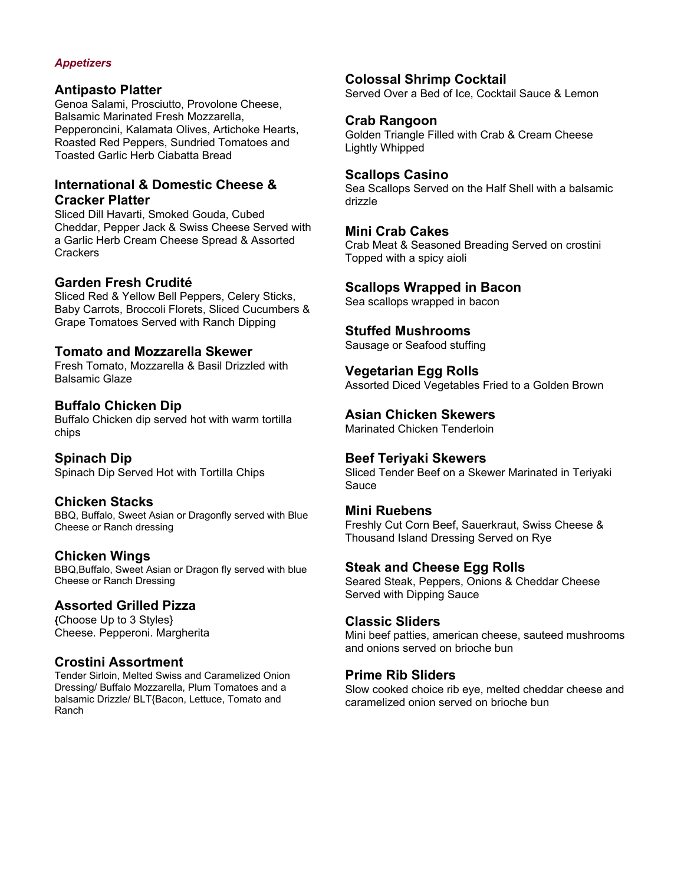*Appetizers*

### Antipasto Platter
Genoa Salami, Prosciutto, Provolone Cheese, Balsamic Marinated Fresh Mozzarella, Pepperoncini, Kalamata Olives, Artichoke Hearts, Roasted Red Peppers, Sundried Tomatoes and Toasted Garlic Herb Ciabatta Bread

### International & Domestic Cheese & Cracker Platter
Sliced Dill Havarti, Smoked Gouda, Cubed Cheddar, Pepper Jack & Swiss Cheese Served with a Garlic Herb Cream Cheese Spread & Assorted Crackers

### Garden Fresh Crudité
Sliced Red & Yellow Bell Peppers, Celery Sticks, Baby Carrots, Broccoli Florets, Sliced Cucumbers & Grape Tomatoes Served with Ranch Dipping

### Tomato and Mozzarella Skewer
Fresh Tomato, Mozzarella & Basil Drizzled with Balsamic Glaze

### Buffalo Chicken Dip
Buffalo Chicken dip served hot with warm tortilla chips

### Spinach Dip
Spinach Dip Served Hot with Tortilla Chips

### Chicken Stacks
BBQ, Buffalo, Sweet Asian or Dragonfly served with Blue Cheese or Ranch dressing

### Chicken Wings
BBQ,Buffalo, Sweet Asian or Dragon fly served with blue Cheese or Ranch Dressing

### Assorted Grilled Pizza
{Choose Up to 3 Styles}
Cheese. Pepperoni. Margherita

### Crostini Assortment
Tender Sirloin, Melted Swiss and Caramelized Onion Dressing/ Buffalo Mozzarella, Plum Tomatoes and a balsamic Drizzle/ BLT{Bacon, Lettuce, Tomato and Ranch

### Colossal Shrimp Cocktail
Served Over a Bed of Ice, Cocktail Sauce & Lemon

### Crab Rangoon
Golden Triangle Filled with Crab & Cream Cheese Lightly Whipped

### Scallops Casino
Sea Scallops Served on the Half Shell with a balsamic drizzle

### Mini Crab Cakes
Crab Meat & Seasoned Breading Served on crostini Topped with a spicy aioli

### Scallops Wrapped in Bacon
Sea scallops wrapped in bacon

### Stuffed Mushrooms
Sausage or Seafood stuffing

### Vegetarian Egg Rolls
Assorted Diced Vegetables Fried to a Golden Brown

### Asian Chicken Skewers
Marinated Chicken Tenderloin

### Beef Teriyaki Skewers
Sliced Tender Beef on a Skewer Marinated in Teriyaki Sauce

### Mini Ruebens
Freshly Cut Corn Beef, Sauerkraut, Swiss Cheese & Thousand Island Dressing Served on Rye

### Steak and Cheese Egg Rolls
Seared Steak, Peppers, Onions & Cheddar Cheese Served with Dipping Sauce

### Classic Sliders
Mini beef patties, american cheese, sauteed mushrooms and onions served on brioche bun

### Prime Rib Sliders
Slow cooked choice rib eye, melted cheddar cheese and caramelized onion served on brioche bun